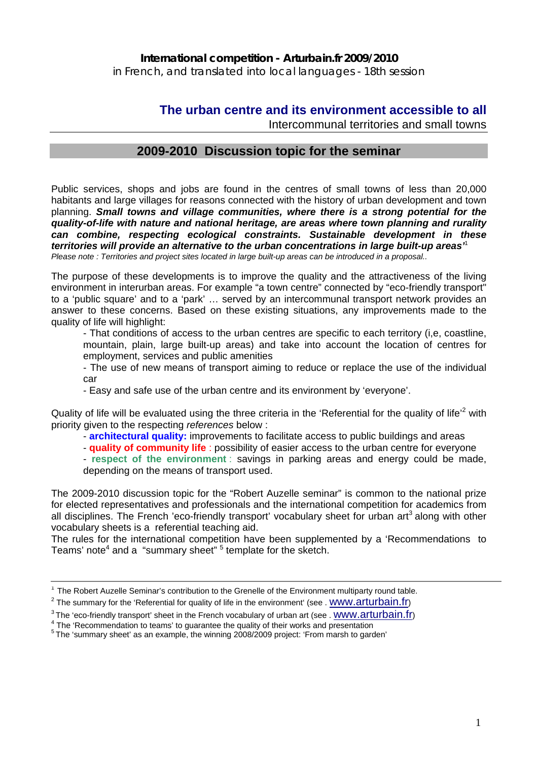**International competition - Arturbain.fr 2009/2010**
in French, and translated into local languages - 18th session

# The urban centre and its environment accessible to all

Intercommunal territories and small towns

## 2009-2010 Discussion topic for the seminar

Public services, shops and jobs are found in the centres of small towns of less than 20,000 habitants and large villages for reasons connected with the history of urban development and town planning. ***Small towns and village communities, where there is a strong potential for the quality-of-life with nature and national heritage, are areas where town planning and rurality can combine, respecting ecological constraints. Sustainable development in these territories will provide an alternative to the urban concentrations in large built-up areas'***[1]
*Please note : Territories and project sites located in large built-up areas can be introduced in a proposal..*

The purpose of these developments is to improve the quality and the attractiveness of the living environment in interurban areas. For example "a town centre" connected by "eco-friendly transport" to a 'public square' and to a 'park' … served by an intercommunal transport network provides an answer to these concerns. Based on these existing situations, any improvements made to the quality of life will highlight:

- That conditions of access to the urban centres are specific to each territory (i,e, coastline, mountain, plain, large built-up areas) and take into account the location of centres for employment, services and public amenities
- The use of new means of transport aiming to reduce or replace the use of the individual car
- Easy and safe use of the urban centre and its environment by 'everyone'.

Quality of life will be evaluated using the three criteria in the 'Referential for the quality of life'[2] with priority given to the respecting *references* below :

- **architectural quality:** improvements to facilitate access to public buildings and areas
- **quality of community life** : possibility of easier access to the urban centre for everyone
- **respect of the environment** : savings in parking areas and energy could be made, depending on the means of transport used.

The 2009-2010 discussion topic for the "Robert Auzelle seminar" is common to the national prize for elected representatives and professionals and the international competition for academics from all disciplines. The French 'eco-friendly transport' vocabulary sheet for urban art[3] along with other vocabulary sheets is a referential teaching aid.
The rules for the international competition have been supplemented by a 'Recommendations to Teams' note[4] and a "summary sheet" [5] template for the sketch.

---

[1] The Robert Auzelle Seminar's contribution to the Grenelle of the Environment multiparty round table.
[2] The summary for the 'Referential for quality of life in the environment' (see . www.arturbain.fr)
[3] The 'eco-friendly transport' sheet in the French vocabulary of urban art (see . www.arturbain.fr)
[4] The 'Recommendation to teams' to guarantee the quality of their works and presentation
[5] The 'summary sheet' as an example, the winning 2008/2009 project: 'From marsh to garden'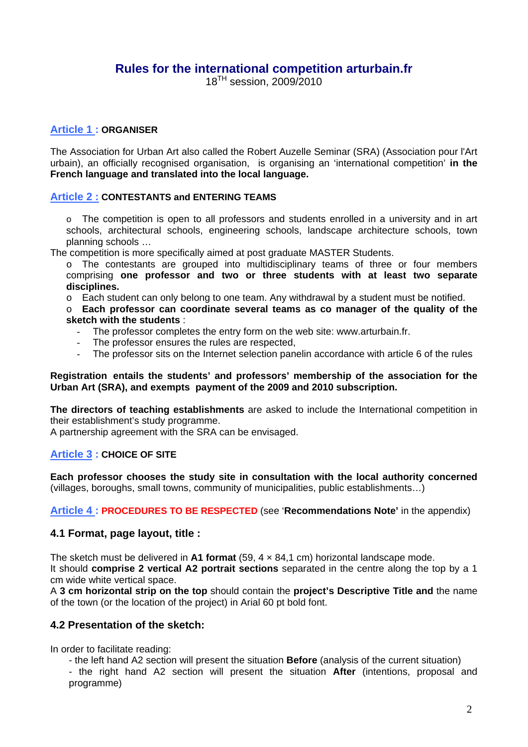# Rules for the international competition arturbain.fr

18$^{TH}$ session, 2009/2010

**Article 1 : ORGANISER**

The Association for Urban Art also called the Robert Auzelle Seminar (SRA) (Association pour l'Art urbain), an officially recognised organisation, is organising an 'international competition' **in the French language and translated into the local language.**

**Article 2 : CONTESTANTS and ENTERING TEAMS**

- The competition is open to all professors and students enrolled in a university and in art schools, architectural schools, engineering schools, landscape architecture schools, town planning schools …

The competition is more specifically aimed at post graduate MASTER Students.

- The contestants are grouped into multidisciplinary teams of three or four members comprising **one professor and two or three students with at least two separate disciplines.**
- Each student can only belong to one team. Any withdrawal by a student must be notified.
- **Each professor can coordinate several teams as co manager of the quality of the sketch with the students** :
  - The professor completes the entry form on the web site: www.arturbain.fr.
  - The professor ensures the rules are respected,
  - The professor sits on the Internet selection panelin accordance with article 6 of the rules

**Registration entails the students' and professors' membership of the association for the Urban Art (SRA), and exempts payment of the 2009 and 2010 subscription.**

**The directors of teaching establishments** are asked to include the International competition in their establishment's study programme.
A partnership agreement with the SRA can be envisaged.

**Article 3 : CHOICE OF SITE**

**Each professor chooses the study site in consultation with the local authority concerned** (villages, boroughs, small towns, community of municipalities, public establishments…)

**Article 4 : PROCEDURES TO BE RESPECTED** (see '**Recommendations Note'** in the appendix)

### 4.1 Format, page layout, title :

The sketch must be delivered in **A1 format** (59, 4 × 84,1 cm) horizontal landscape mode.
It should **comprise 2 vertical A2 portrait sections** separated in the centre along the top by a 1 cm wide white vertical space.
A **3 cm horizontal strip on the top** should contain the **project's Descriptive Title and** the name of the town (or the location of the project) in Arial 60 pt bold font.

### 4.2 Presentation of the sketch:

In order to facilitate reading:

- the left hand A2 section will present the situation **Before** (analysis of the current situation)
- the right hand A2 section will present the situation **After** (intentions, proposal and programme)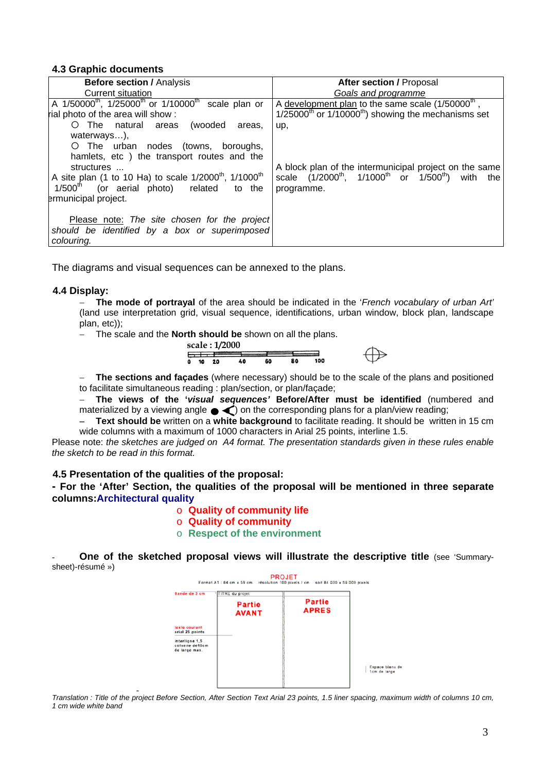### 4.3 Graphic documents

| **Before section /** Analysis<br>Current situation | **After section /** Proposal<br>*Goals and programme* |
|---|---|
| A 1/50000th, 1/25000th or 1/10000th scale plan or rial photo of the area will show :<br>○ The natural areas (wooded areas, waterways…),<br>○ The urban nodes (towns, boroughs, hamlets, etc ) the transport routes and the structures ...<br>A site plan (1 to 10 Ha) to scale 1/2000th, 1/1000th 1/500th (or aerial photo) related to the ermunicipal project.<br><br>Please note: *The site chosen for the project should be identified by a box or superimposed colouring.* | A development plan to the same scale (1/50000th, 1/25000th or 1/10000th) showing the mechanisms set up,<br><br>A block plan of the intermunicipal project on the same scale (1/2000th, 1/1000th or 1/500th) with the programme. |

The diagrams and visual sequences can be annexed to the plans.

### 4.4 Display:

- **The mode of portrayal** of the area should be indicated in the '*French vocabulary of urban Art*' (land use interpretation grid, visual sequence, identifications, urban window, block plan, landscape plan, etc));
- The scale and the **North should be** shown on all the plans.

scale : 1/2000

0 10 20 40 60 80 100

- **The sections and façades** (where necessary) should be to the scale of the plans and positioned to facilitate simultaneous reading : plan/section, or plan/façade;
- **The views of the '*visual sequences'* Before/After must be identified** (numbered and materialized by a viewing angle ● ◁) on the corresponding plans for a plan/view reading;
- **Text should be** written on a **white background** to facilitate reading. It should be written in 15 cm wide columns with a maximum of 1000 characters in Arial 25 points, interline 1.5.

Please note: *the sketches are judged on A4 format. The presentation standards given in these rules enable the sketch to be read in this format.*

### 4.5 Presentation of the qualities of the proposal:

**- For the 'After' Section, the qualities of the proposal will be mentioned in three separate columns:Architectural quality**

- **Quality of community life**
- **Quality of community**
- **Respect of the environment**

- **One of the sketched proposal views will illustrate the descriptive title** (see 'Summary-sheet)-résumé »)

PROJET

Format A1 : 84 cm x 59 cm résolution 100 pixels / cm soit 84 000 x 59 000 pixels

Bande de 3 cm | TITRE du projet | Partie AVANT | Partie APRES

texte courant arial 25 points

interligne 1,5 colonne de 10cm de large max.

Espace blanc de 1cm de large

*Translation : Title of the project Before Section, After Section Text Arial 23 points, 1.5 liner spacing, maximum width of columns 10 cm, 1 cm wide white band*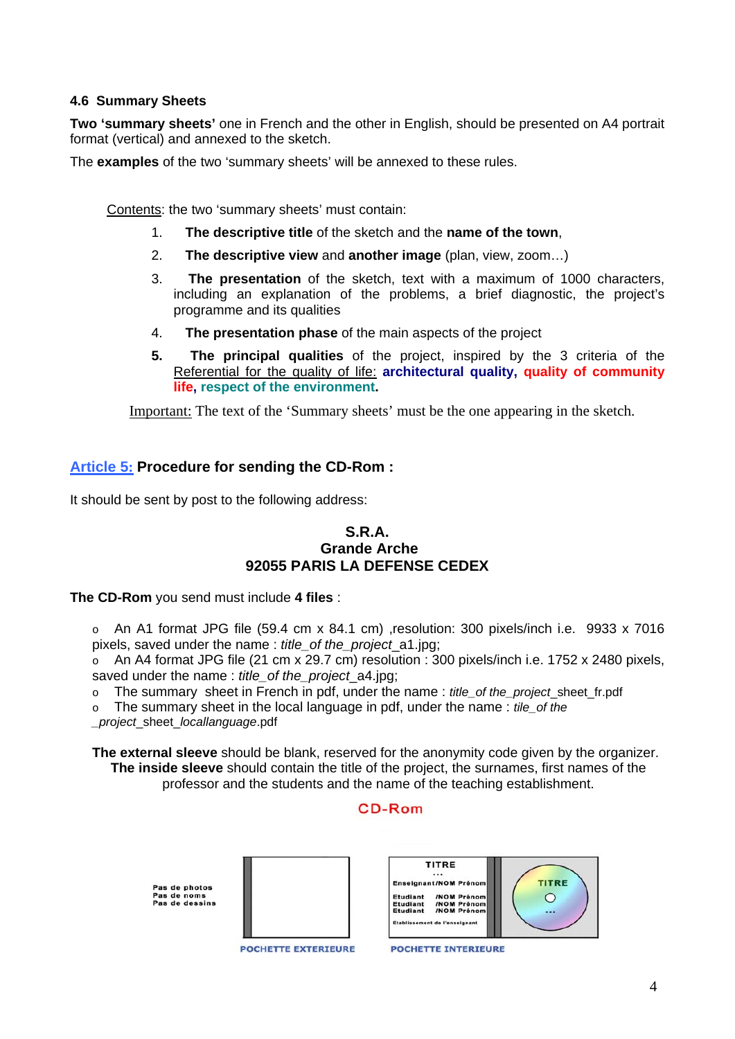#### 4.6 Summary Sheets

**Two 'summary sheets'** one in French and the other in English, should be presented on A4 portrait format (vertical) and annexed to the sketch.

The **examples** of the two 'summary sheets' will be annexed to these rules.

Contents: the two 'summary sheets' must contain:

1. **The descriptive title** of the sketch and the **name of the town**,
2. **The descriptive view** and **another image** (plan, view, zoom…)
3. **The presentation** of the sketch, text with a maximum of 1000 characters, including an explanation of the problems, a brief diagnostic, the project's programme and its qualities
4. **The presentation phase** of the main aspects of the project
5. **The principal qualities** of the project, inspired by the 3 criteria of the Referential for the quality of life: **architectural quality, quality of community life, respect of the environment.**

Important: The text of the 'Summary sheets' must be the one appearing in the sketch.

### Article 5: Procedure for sending the CD-Rom :

It should be sent by post to the following address:

**S.R.A.**
**Grande Arche**
**92055 PARIS LA DEFENSE CEDEX**

**The CD-Rom** you send must include **4 files** :

- An A1 format JPG file (59.4 cm x 84.1 cm) ,resolution: 300 pixels/inch i.e. 9933 x 7016 pixels, saved under the name : *title_of the_project*_a1.jpg;
- An A4 format JPG file (21 cm x 29.7 cm) resolution : 300 pixels/inch i.e. 1752 x 2480 pixels, saved under the name : *title_of the_project*_a4.jpg;
- The summary sheet in French in pdf, under the name : *title_of the_project*_sheet_fr.pdf
- The summary sheet in the local language in pdf, under the name : *tile_of the _project*_sheet_*locallanguage*.pdf

**The external sleeve** should be blank, reserved for the anonymity code given by the organizer.
**The inside sleeve** should contain the title of the project, the surnames, first names of the professor and the students and the name of the teaching establishment.

CD-Rom

Pas de photos
Pas de noms
Pas de dessins

POCHETTE EXTERIEURE

TITRE
...
Enseignant/NOM Prénom
Etudiant /NOM Prénom
Etudiant /NOM Prénom
Etudiant /NOM Prénom
Etablissement de l'enseignant

TITRE
...

POCHETTE INTERIEURE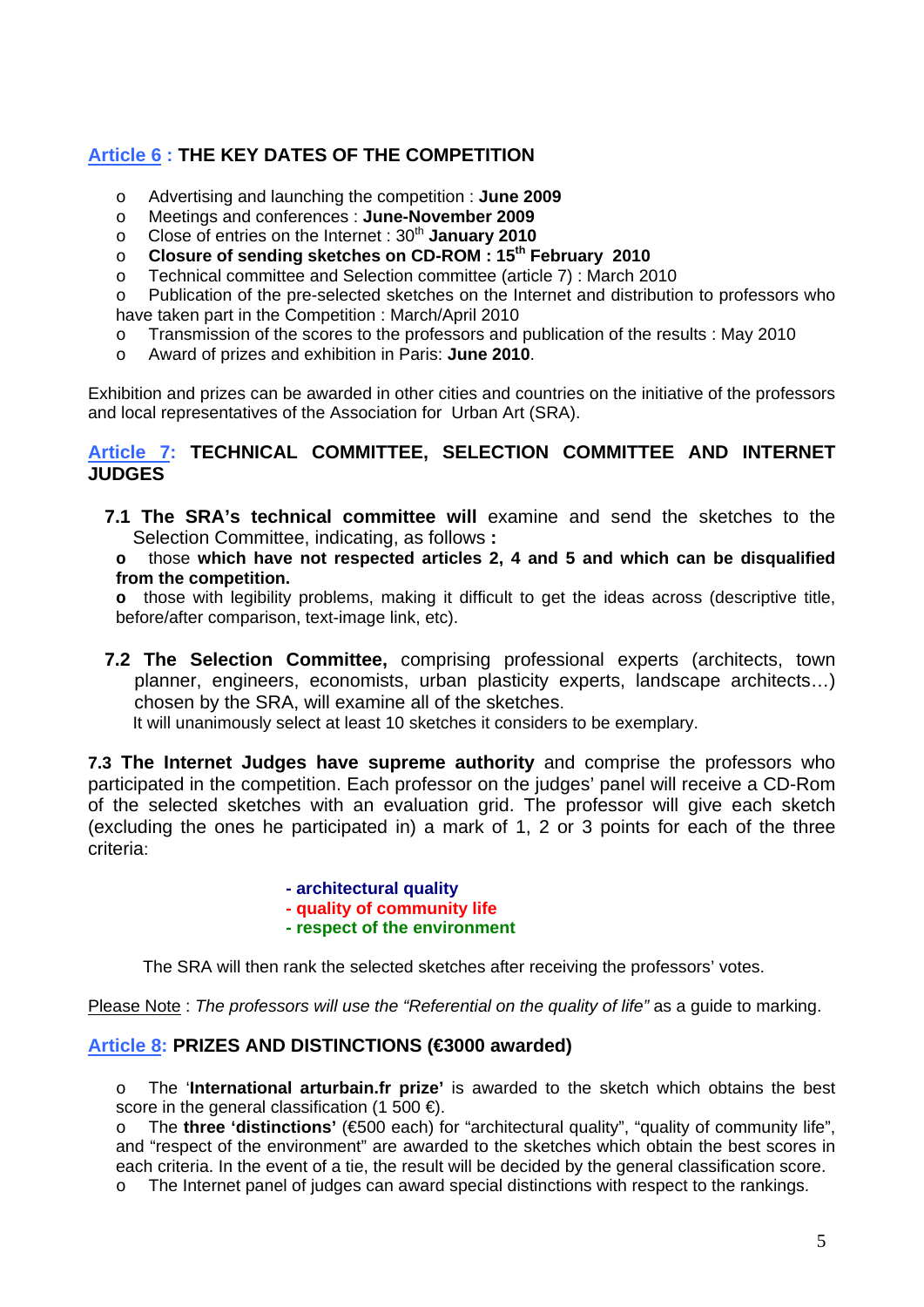## Article 6 : THE KEY DATES OF THE COMPETITION

- Advertising and launching the competition : **June 2009**
- Meetings and conferences : **June-November 2009**
- Close of entries on the Internet : 30th **January 2010**
- **Closure of sending sketches on CD-ROM : 15th February 2010**
- Technical committee and Selection committee (article 7) : March 2010
- Publication of the pre-selected sketches on the Internet and distribution to professors who have taken part in the Competition : March/April 2010
- Transmission of the scores to the professors and publication of the results : May 2010
- Award of prizes and exhibition in Paris: **June 2010**.

Exhibition and prizes can be awarded in other cities and countries on the initiative of the professors and local representatives of the Association for Urban Art (SRA).

## Article 7: TECHNICAL COMMITTEE, SELECTION COMMITTEE AND INTERNET JUDGES

**7.1 The SRA's technical committee will** examine and send the sketches to the Selection Committee, indicating, as follows **:**

- those **which have not respected articles 2, 4 and 5 and which can be disqualified from the competition.**
- those with legibility problems, making it difficult to get the ideas across (descriptive title, before/after comparison, text-image link, etc).

**7.2 The Selection Committee,** comprising professional experts (architects, town planner, engineers, economists, urban plasticity experts, landscape architects…) chosen by the SRA, will examine all of the sketches.
It will unanimously select at least 10 sketches it considers to be exemplary.

**7.3 The Internet Judges have supreme authority** and comprise the professors who participated in the competition. Each professor on the judges' panel will receive a CD-Rom of the selected sketches with an evaluation grid. The professor will give each sketch (excluding the ones he participated in) a mark of 1, 2 or 3 points for each of the three criteria:

**- architectural quality**
**- quality of community life**
**- respect of the environment**

The SRA will then rank the selected sketches after receiving the professors' votes.

Please Note : *The professors will use the "Referential on the quality of life"* as a guide to marking.

## Article 8: PRIZES AND DISTINCTIONS (€3000 awarded)

- The '**International arturbain.fr prize'** is awarded to the sketch which obtains the best score in the general classification (1 500 €).
- The **three 'distinctions'** (€500 each) for "architectural quality", "quality of community life", and "respect of the environment" are awarded to the sketches which obtain the best scores in each criteria. In the event of a tie, the result will be decided by the general classification score.
- The Internet panel of judges can award special distinctions with respect to the rankings.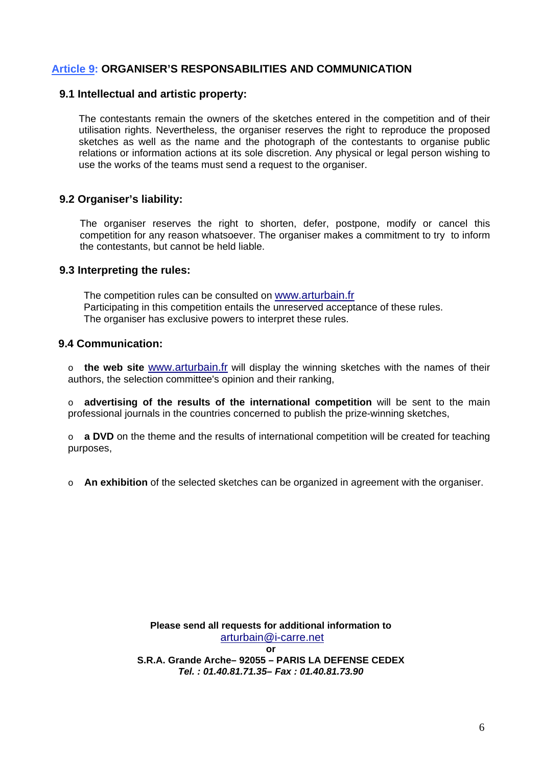## Article 9: ORGANISER'S RESPONSABILITIES AND COMMUNICATION

### 9.1 Intellectual and artistic property:

The contestants remain the owners of the sketches entered in the competition and of their utilisation rights. Nevertheless, the organiser reserves the right to reproduce the proposed sketches as well as the name and the photograph of the contestants to organise public relations or information actions at its sole discretion. Any physical or legal person wishing to use the works of the teams must send a request to the organiser.

### 9.2 Organiser's liability:

The organiser reserves the right to shorten, defer, postpone, modify or cancel this competition for any reason whatsoever. The organiser makes a commitment to try to inform the contestants, but cannot be held liable.

### 9.3 Interpreting the rules:

The competition rules can be consulted on www.arturbain.fr
Participating in this competition entails the unreserved acceptance of these rules.
The organiser has exclusive powers to interpret these rules.

### 9.4 Communication:

- **the web site** www.arturbain.fr will display the winning sketches with the names of their authors, the selection committee's opinion and their ranking,
- **advertising of the results of the international competition** will be sent to the main professional journals in the countries concerned to publish the prize-winning sketches,
- **a DVD** on the theme and the results of international competition will be created for teaching purposes,
- **An exhibition** of the selected sketches can be organized in agreement with the organiser.

**Please send all requests for additional information to**
arturbain@i-carre.net
**or**
**S.R.A. Grande Arche– 92055 – PARIS LA DEFENSE CEDEX**
***Tel. : 01.40.81.71.35– Fax : 01.40.81.73.90***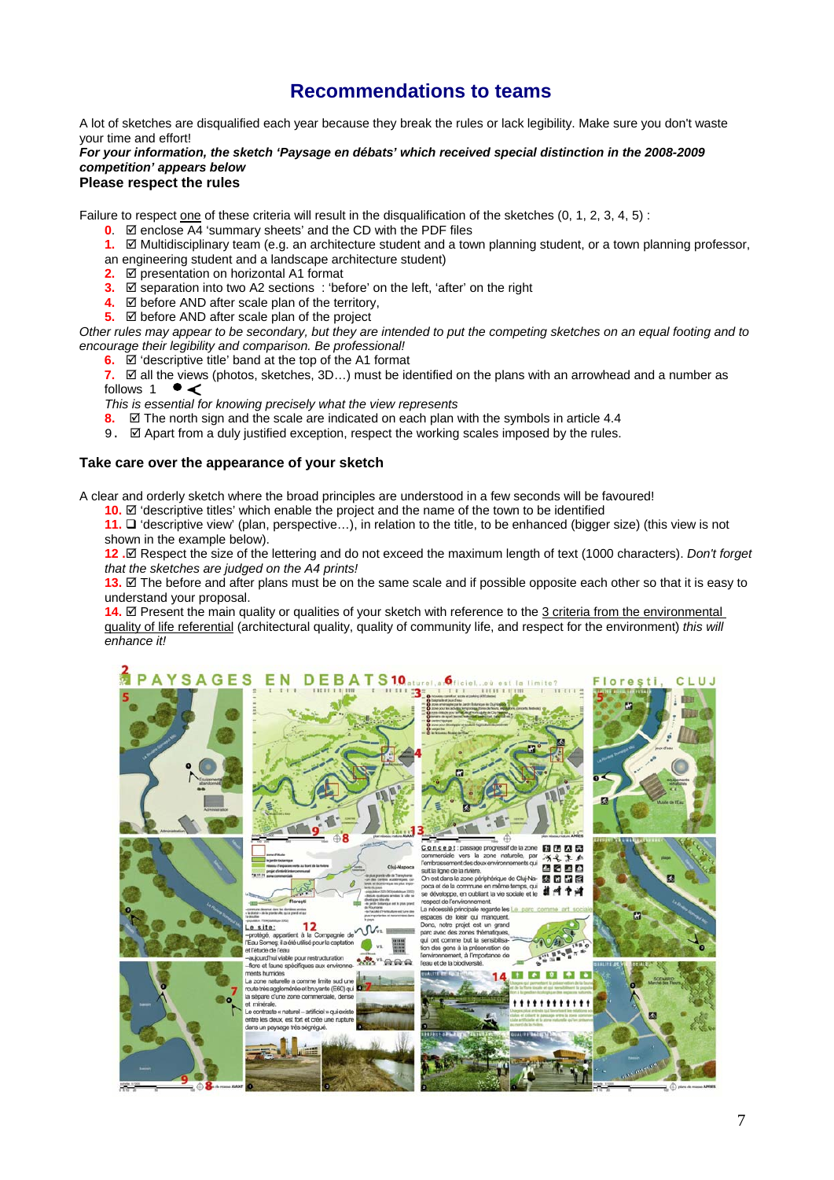# Recommendations to teams

A lot of sketches are disqualified each year because they break the rules or lack legibility. Make sure you don't waste your time and effort!

***For your information, the sketch 'Paysage en débats' which received special distinction in the 2008-2009 competition' appears below***

**Please respect the rules**

Failure to respect one of these criteria will result in the disqualification of the sketches (0, 1, 2, 3, 4, 5) :

0. ☑ enclose A4 'summary sheets' and the CD with the PDF files
1. ☑ Multidisciplinary team (e.g. an architecture student and a town planning student, or a town planning professor, an engineering student and a landscape architecture student)
2. ☑ presentation on horizontal A1 format
3. ☑ separation into two A2 sections : 'before' on the left, 'after' on the right
4. ☑ before AND after scale plan of the territory,
5. ☑ before AND after scale plan of the project

*Other rules may appear to be secondary, but they are intended to put the competing sketches on an equal footing and to encourage their legibility and comparison. Be professional!*

6. ☑ 'descriptive title' band at the top of the A1 format
7. ☑ all the views (photos, sketches, 3D…) must be identified on the plans with an arrowhead and a number as follows 1 ●<

   *This is essential for knowing precisely what the view represents*

8. ☑ The north sign and the scale are indicated on each plan with the symbols in article 4.4
9. ☑ Apart from a duly justified exception, respect the working scales imposed by the rules.

### Take care over the appearance of your sketch

A clear and orderly sketch where the broad principles are understood in a few seconds will be favoured!

10. ☑ 'descriptive titles' which enable the project and the name of the town to be identified
11. ❑ 'descriptive view' (plan, perspective…), in relation to the title, to be enhanced (bigger size) (this view is not shown in the example below).
12. ☑ Respect the size of the lettering and do not exceed the maximum length of text (1000 characters). *Don't forget that the sketches are judged on the A4 prints!*
13. ☑ The before and after plans must be on the same scale and if possible opposite each other so that it is easy to understand your proposal.
14. ☑ Present the main quality or qualities of your sketch with reference to the 3 criteria from the environmental quality of life referential (architectural quality, quality of community life, and respect for the environment) *this will enhance it!*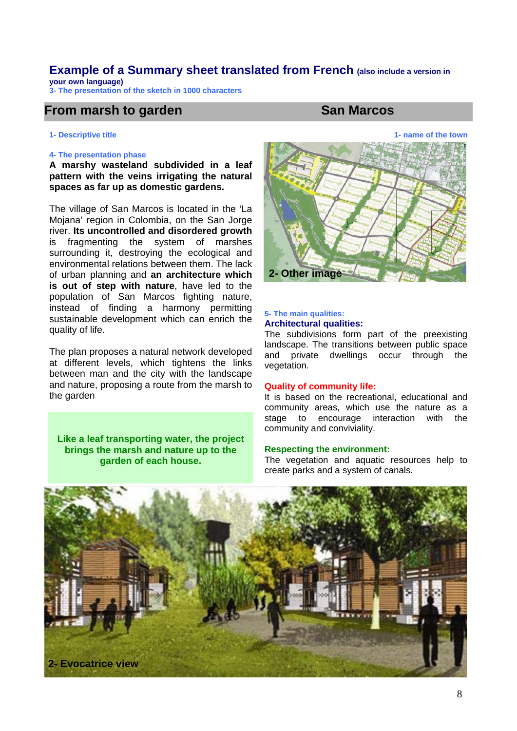## Example of a Summary sheet translated from French (also include a version in your own language)

3- The presentation of the sketch in 1000 characters

## From marsh to garden — San Marcos

1- Descriptive title

1- name of the town

4- The presentation phase

**A marshy wasteland subdivided in a leaf pattern with the veins irrigating the natural spaces as far up as domestic gardens.**

The village of San Marcos is located in the 'La Mojana' region in Colombia, on the San Jorge river. **Its uncontrolled and disordered growth** is fragmenting the system of marshes surrounding it, destroying the ecological and environmental relations between them. The lack of urban planning and **an architecture which is out of step with nature**, have led to the population of San Marcos fighting nature, instead of finding a harmony permitting sustainable development which can enrich the quality of life.

The plan proposes a natural network developed at different levels, which tightens the links between man and the city with the landscape and nature, proposing a route from the marsh to the garden

**Like a leaf transporting water, the project brings the marsh and nature up to the garden of each house.**

2- Other image

5- The main qualities:

**Architectural qualities:**

The subdivisions form part of the preexisting landscape. The transitions between public space and private dwellings occur through the vegetation.

**Quality of community life:**

It is based on the recreational, educational and community areas, which use the nature as a stage to encourage interaction with the community and conviviality.

**Respecting the environment:**

The vegetation and aquatic resources help to create parks and a system of canals.

2- Evocatrice view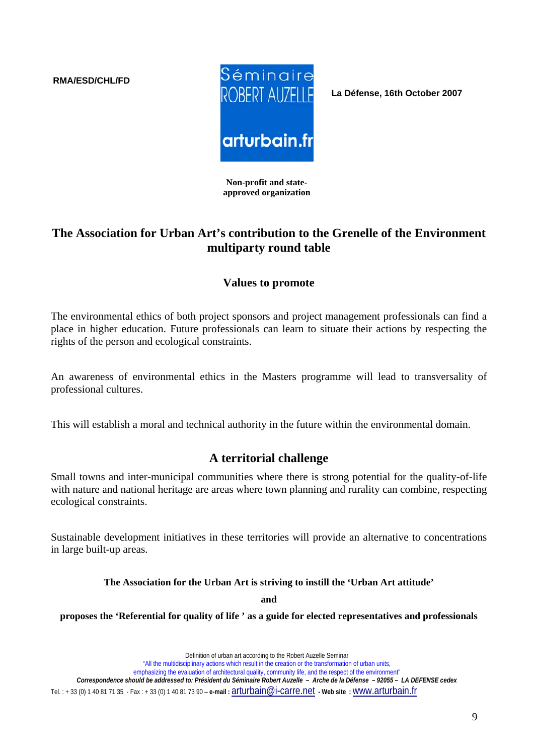RMA/ESD/CHL/FD

Séminaire ROBERT AUZELLE

arturbain.fr

La Défense, 16th October 2007

**Non-profit and state-approved organization**

# The Association for Urban Art's contribution to the Grenelle of the Environment multiparty round table

## Values to promote

The environmental ethics of both project sponsors and project management professionals can find a place in higher education. Future professionals can learn to situate their actions by respecting the rights of the person and ecological constraints.

An awareness of environmental ethics in the Masters programme will lead to transversality of professional cultures.

This will establish a moral and technical authority in the future within the environmental domain.

## A territorial challenge

Small towns and inter-municipal communities where there is strong potential for the quality-of-life with nature and national heritage are areas where town planning and rurality can combine, respecting ecological constraints.

Sustainable development initiatives in these territories will provide an alternative to concentrations in large built-up areas.

**The Association for the Urban Art is striving to instill the 'Urban Art attitude'**

**and**

**proposes the 'Referential for quality of life ' as a guide for elected representatives and professionals**

Definition of urban art according to the Robert Auzelle Seminar
"All the multidisciplinary actions which result in the creation or the transformation of urban units, emphasizing the evaluation of architectural quality, community life, and the respect of the environment"
***Correspondence should be addressed to: Président du Séminaire Robert Auzelle – Arche de la Défense – 92055 – LA DEFENSE cedex***
Tel. : + 33 (0) 1 40 81 71 35 - Fax : + 33 (0) 1 40 81 73 90 – **e-mail :** arturbain@i-carre.net **- Web site :** www.arturbain.fr